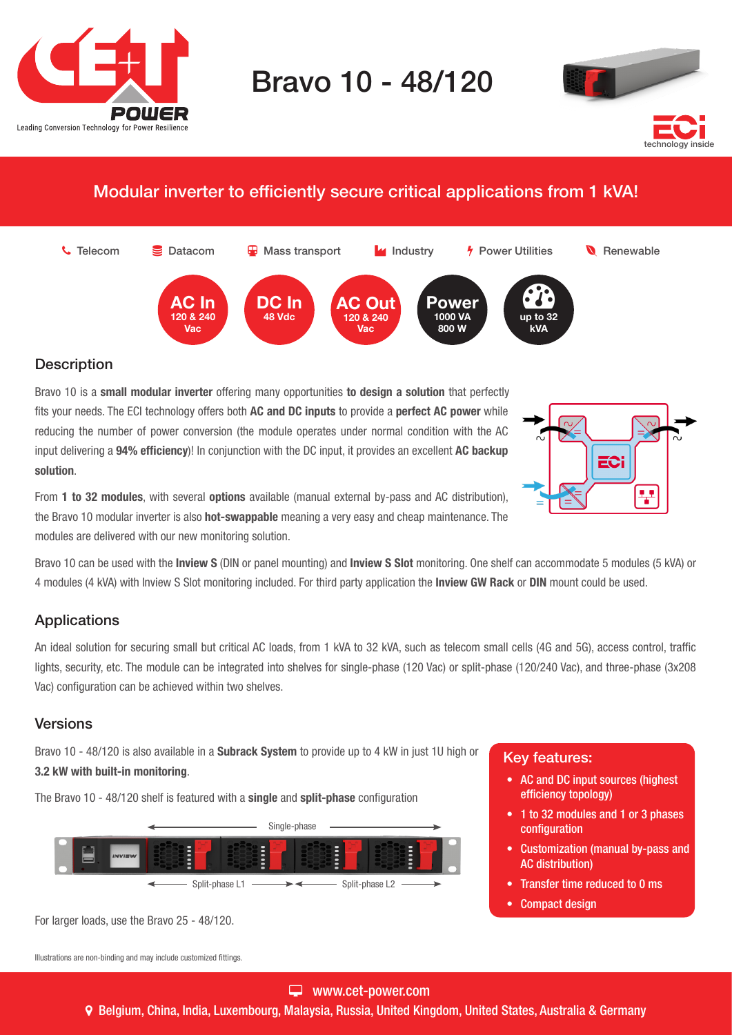# Bravo 10 - 48/120

## Modular inverter to efficiently secure critical applications from 1 kVA!

Telecom | Datacom | Mass transport | Industry | Power Utilities | Renewable

**AC In** 120 & 240 Vac | **DC In** 48 Vdc | **AC Out** 120 & 240 Vac | **Power** 1000 VA 800 W | up to 32 kVA

## Description

Bravo 10 is a **small modular inverter** offering many opportunities **to design a solution** that perfectly fits your needs. The ECI technology offers both **AC and DC inputs** to provide a **perfect AC power** while reducing the number of power conversion (the module operates under normal condition with the AC input delivering a **94% efficiency**)! In conjunction with the DC input, it provides an excellent **AC backup solution**.

From **1 to 32 modules**, with several **options** available (manual external by-pass and AC distribution), the Bravo 10 modular inverter is also **hot-swappable** meaning a very easy and cheap maintenance. The modules are delivered with our new monitoring solution.

Bravo 10 can be used with the **Inview S** (DIN or panel mounting) and **Inview S Slot** monitoring. One shelf can accommodate 5 modules (5 kVA) or 4 modules (4 kVA) with Inview S Slot monitoring included. For third party application the **Inview GW Rack** or **DIN** mount could be used.

## Applications

An ideal solution for securing small but critical AC loads, from 1 kVA to 32 kVA, such as telecom small cells (4G and 5G), access control, traffic lights, security, etc. The module can be integrated into shelves for single-phase (120 Vac) or split-phase (120/240 Vac), and three-phase (3x208 Vac) configuration can be achieved within two shelves.

## Versions

Bravo 10 - 48/120 is also available in a **Subrack System** to provide up to 4 kW in just 1U high or **3.2 kW with built-in monitoring**.

The Bravo 10 - 48/120 shelf is featured with a **single** and **split-phase** configuration

Single-phase

Split-phase L1 | Split-phase L2

For larger loads, use the Bravo 25 - 48/120.

### Key features:

- AC and DC input sources (highest efficiency topology)
- 1 to 32 modules and 1 or 3 phases configuration
- Customization (manual by-pass and AC distribution)
- Transfer time reduced to 0 ms
- Compact design

Illustrations are non-binding and may include customized fittings.

www.cet-power.com

Belgium, China, India, Luxembourg, Malaysia, Russia, United Kingdom, United States, Australia & Germany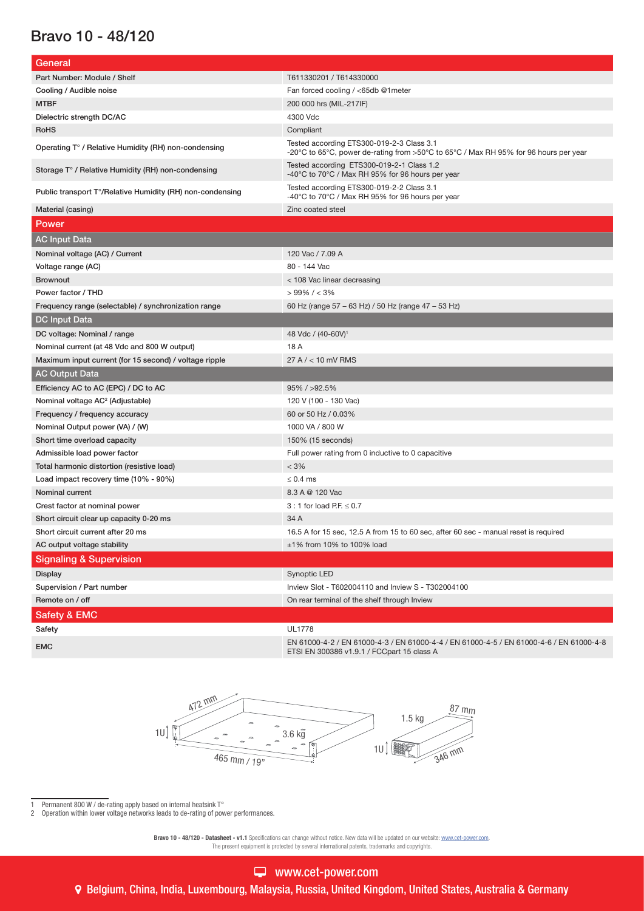# Bravo 10 - 48/120

| | |
|---|---|
| **General** | |
| Part Number: Module / Shelf | T611330201 / T614330000 |
| Cooling / Audible noise | Fan forced cooling / <65db @1meter |
| MTBF | 200 000 hrs (MIL-217IF) |
| Dielectric strength DC/AC | 4300 Vdc |
| RoHS | Compliant |
| Operating T° / Relative Humidity (RH) non-condensing | Tested according ETS300-019-2-3 Class 3.1<br>-20°C to 65°C, power de-rating from >50°C to 65°C / Max RH 95% for 96 hours per year |
| Storage T° / Relative Humidity (RH) non-condensing | Tested according ETS300-019-2-1 Class 1.2<br>-40°C to 70°C / Max RH 95% for 96 hours per year |
| Public transport T°/Relative Humidity (RH) non-condensing | Tested according ETS300-019-2-2 Class 3.1<br>-40°C to 70°C / Max RH 95% for 96 hours per year |
| Material (casing) | Zinc coated steel |
| **Power** | |
| **AC Input Data** | |
| Nominal voltage (AC) / Current | 120 Vac / 7.09 A |
| Voltage range (AC) | 80 - 144 Vac |
| Brownout | < 108 Vac linear decreasing |
| Power factor / THD | > 99% / < 3% |
| Frequency range (selectable) / synchronization range | 60 Hz (range 57 – 63 Hz) / 50 Hz (range 47 – 53 Hz) |
| **DC Input Data** | |
| DC voltage: Nominal / range | 48 Vdc / (40-60V)[1] |
| Nominal current (at 48 Vdc and 800 W output) | 18 A |
| Maximum input current (for 15 second) / voltage ripple | 27 A / < 10 mV RMS |
| **AC Output Data** | |
| Efficiency AC to AC (EPC) / DC to AC | 95% / >92.5% |
| Nominal voltage AC[2] (Adjustable) | 120 V (100 - 130 Vac) |
| Frequency / frequency accuracy | 60 or 50 Hz / 0.03% |
| Nominal Output power (VA) / (W) | 1000 VA / 800 W |
| Short time overload capacity | 150% (15 seconds) |
| Admissible load power factor | Full power rating from 0 inductive to 0 capacitive |
| Total harmonic distortion (resistive load) | < 3% |
| Load impact recovery time (10% - 90%) | ≤ 0.4 ms |
| Nominal current | 8.3 A @ 120 Vac |
| Crest factor at nominal power | 3 : 1 for load P.F. ≤ 0.7 |
| Short circuit clear up capacity 0-20 ms | 34 A |
| Short circuit current after 20 ms | 16.5 A for 15 sec, 12.5 A from 15 to 60 sec, after 60 sec - manual reset is required |
| AC output voltage stability | ±1% from 10% to 100% load |
| **Signaling & Supervision** | |
| Display | Synoptic LED |
| Supervision / Part number | Inview Slot - T602004110 and Inview S - T302004100 |
| Remote on / off | On rear terminal of the shelf through Inview |
| **Safety & EMC** | |
| Safety | UL1778 |
| EMC | EN 61000-4-2 / EN 61000-4-3 / EN 61000-4-4 / EN 61000-4-5 / EN 61000-4-6 / EN 61000-4-8<br>ETSI EN 300386 v1.9.1 / FCCpart 15 class A |

472 mm
1U
3.6 kg
465 mm / 19"
87 mm
1.5 kg
1U
346 mm

1 Permanent 800 W / de-rating apply based on internal heatsink T°
2 Operation within lower voltage networks leads to de-rating of power performances.

**Bravo 10 - 48/120 - Datasheet - v1.1** Specifications can change without notice. New data will be updated on our website: www.cet-power.com.
The present equipment is protected by several international patents, trademarks and copyrights.

www.cet-power.com

Belgium, China, India, Luxembourg, Malaysia, Russia, United Kingdom, United States, Australia & Germany